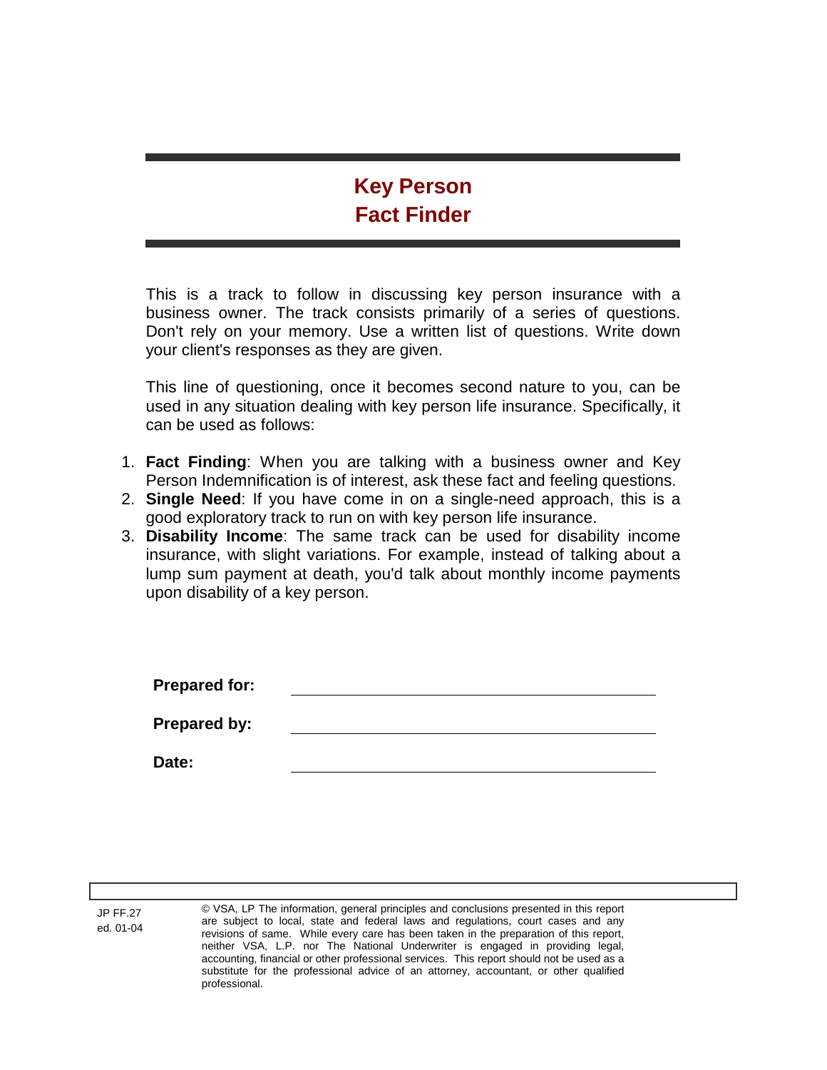# Key Person Fact Finder

This is a track to follow in discussing key person insurance with a business owner. The track consists primarily of a series of questions. Don't rely on your memory. Use a written list of questions. Write down your client's responses as they are given.

This line of questioning, once it becomes second nature to you, can be used in any situation dealing with key person life insurance. Specifically, it can be used as follows:

1. **Fact Finding**: When you are talking with a business owner and Key Person Indemnification is of interest, ask these fact and feeling questions.
2. **Single Need**: If you have come in on a single-need approach, this is a good exploratory track to run on with key person life insurance.
3. **Disability Income**: The same track can be used for disability income insurance, with slight variations. For example, instead of talking about a lump sum payment at death, you'd talk about monthly income payments upon disability of a key person.

**Prepared for:** ______________________________

**Prepared by:** ______________________________

**Date:** ______________________________

JP FF.27
ed. 01-04

© VSA, LP The information, general principles and conclusions presented in this report are subject to local, state and federal laws and regulations, court cases and any revisions of same. While every care has been taken in the preparation of this report, neither VSA, L.P. nor The National Underwriter is engaged in providing legal, accounting, financial or other professional services. This report should not be used as a substitute for the professional advice of an attorney, accountant, or other qualified professional.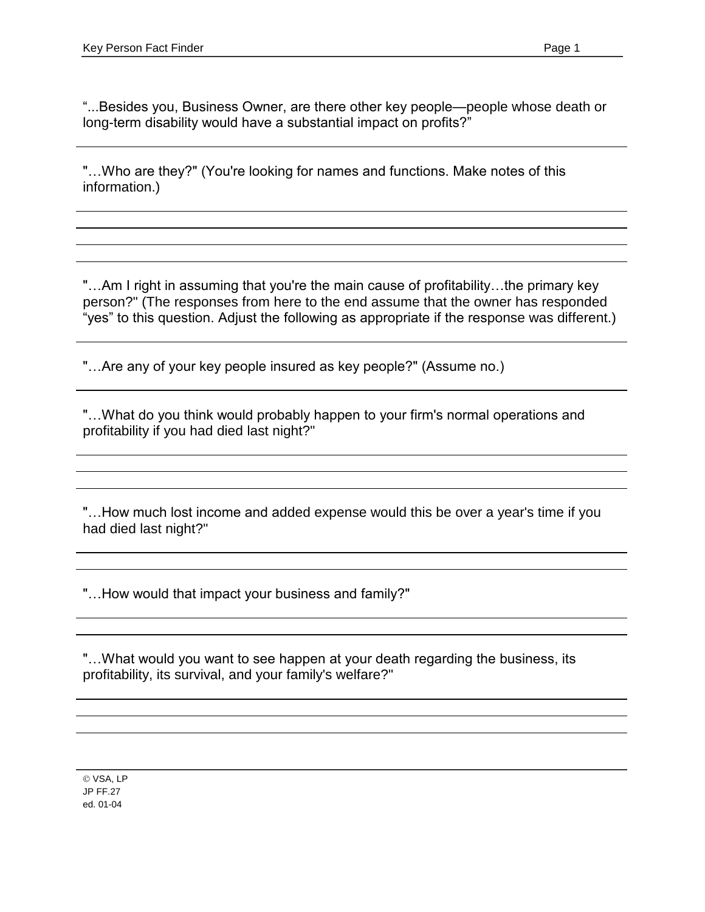"...Besides you, Business Owner, are there other key people—people whose death or long-term disability would have a substantial impact on profits?"

"…Who are they?" (You're looking for names and functions. Make notes of this information.)

"…Am I right in assuming that you're the main cause of profitability…the primary key person?" (The responses from here to the end assume that the owner has responded "yes" to this question. Adjust the following as appropriate if the response was different.)

"…Are any of your key people insured as key people?" (Assume no.)

"…What do you think would probably happen to your firm's normal operations and profitability if you had died last night?"

"…How much lost income and added expense would this be over a year's time if you had died last night?"

"…How would that impact your business and family?"

"…What would you want to see happen at your death regarding the business, its profitability, its survival, and your family's welfare?"

© VSA, LP
JP FF.27
ed. 01-04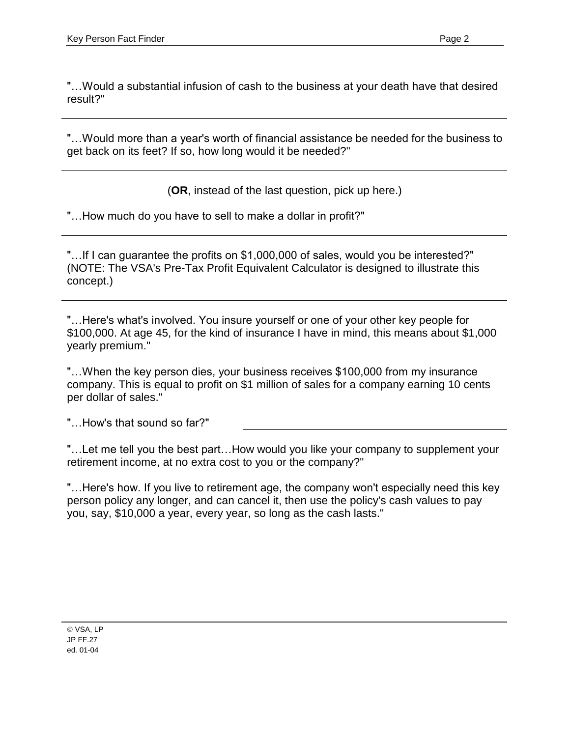"…Would a substantial infusion of cash to the business at your death have that desired result?"

---

"…Would more than a year's worth of financial assistance be needed for the business to get back on its feet? If so, how long would it be needed?"

---

(**OR**, instead of the last question, pick up here.)

"…How much do you have to sell to make a dollar in profit?"

---

"…If I can guarantee the profits on $1,000,000 of sales, would you be interested?" (NOTE: The VSA's Pre-Tax Profit Equivalent Calculator is designed to illustrate this concept.)

---

"…Here's what's involved. You insure yourself or one of your other key people for $100,000. At age 45, for the kind of insurance I have in mind, this means about $1,000 yearly premium."

"…When the key person dies, your business receives $100,000 from my insurance company. This is equal to profit on $1 million of sales for a company earning 10 cents per dollar of sales."

"…How's that sound so far?" ______________________________

"…Let me tell you the best part…How would you like your company to supplement your retirement income, at no extra cost to you or the company?"

"…Here's how. If you live to retirement age, the company won't especially need this key person policy any longer, and can cancel it, then use the policy's cash values to pay you, say, $10,000 a year, every year, so long as the cash lasts."

© VSA, LP
JP FF.27
ed. 01-04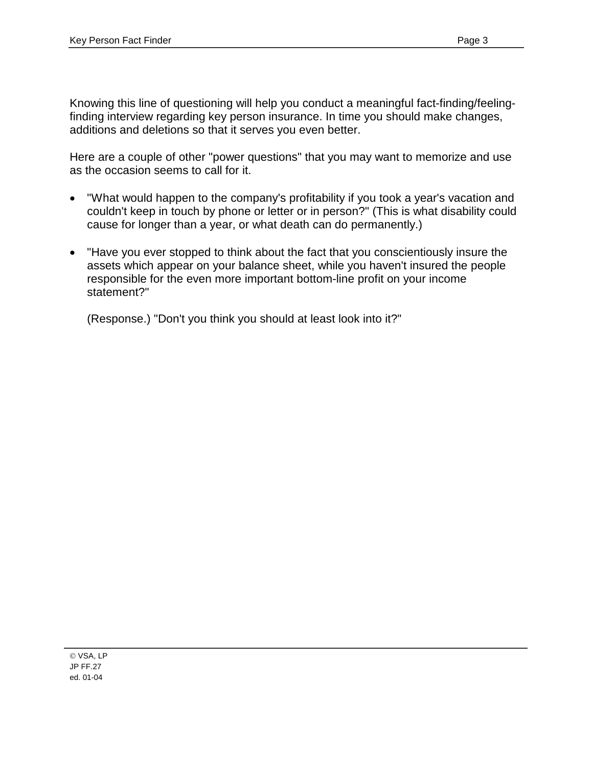Knowing this line of questioning will help you conduct a meaningful fact-finding/feeling-finding interview regarding key person insurance. In time you should make changes, additions and deletions so that it serves you even better.

Here are a couple of other "power questions" that you may want to memorize and use as the occasion seems to call for it.

- "What would happen to the company's profitability if you took a year's vacation and couldn't keep in touch by phone or letter or in person?" (This is what disability could cause for longer than a year, or what death can do permanently.)

- "Have you ever stopped to think about the fact that you conscientiously insure the assets which appear on your balance sheet, while you haven't insured the people responsible for the even more important bottom-line profit on your income statement?"

  (Response.) "Don't you think you should at least look into it?"

© VSA, LP
JP FF.27
ed. 01-04